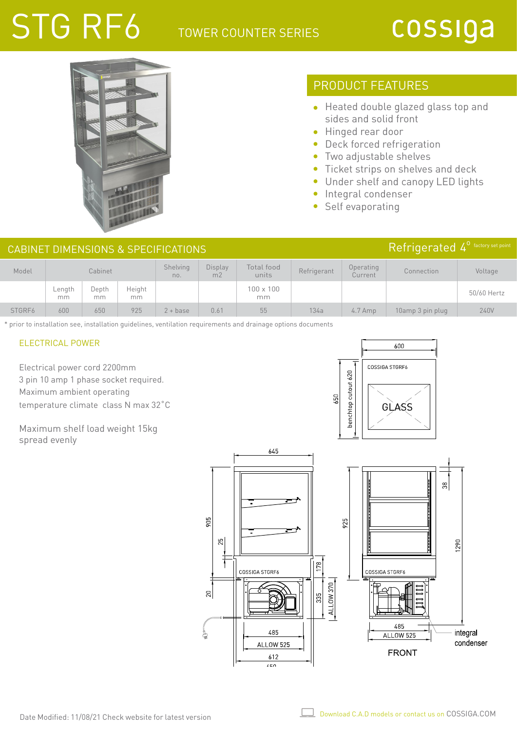# STG RF6

TOWER COUNTER SERIES

cossiga

## PRODUCT FEATURES

- Heated double glazed glass top and sides and solid front
- Hinged rear door
- Deck forced refrigeration
- Two adjustable shelves
- Ticket strips on shelves and deck
- Under shelf and canopy LED lights
- Integral condenser
- Self evaporating

## CABINET DIMENSIONS & SPECIFICATIONS

Refrigerated 4° factory set point

| Model | Cabinet | | | Shelving no. | Display m2 | Total food units | Refrigerant | Operating Current | Connection | Voltage |
|---|---|---|---|---|---|---|---|---|---|---|
| | Length mm | Depth mm | Height mm | | | 100 x 100 mm | | | | 50/60 Hertz |
| STGRF6 | 600 | 650 | 925 | 2 + base | 0.61 | 55 | 134a | 4.7 Amp | 10amp 3 pin plug | 240V |

* prior to installation see, installation guidelines, ventilation requirements and drainage options documents

### ELECTRICAL POWER

Electrical power cord 2200mm
3 pin 10 amp 1 phase socket required.
Maximum ambient operating temperature climate class N max 32˚C

Maximum shelf load weight 15kg spread evenly

Date Modified: 11/08/21 Check website for latest version

Download C.A.D models or contact us on COSSIGA.COM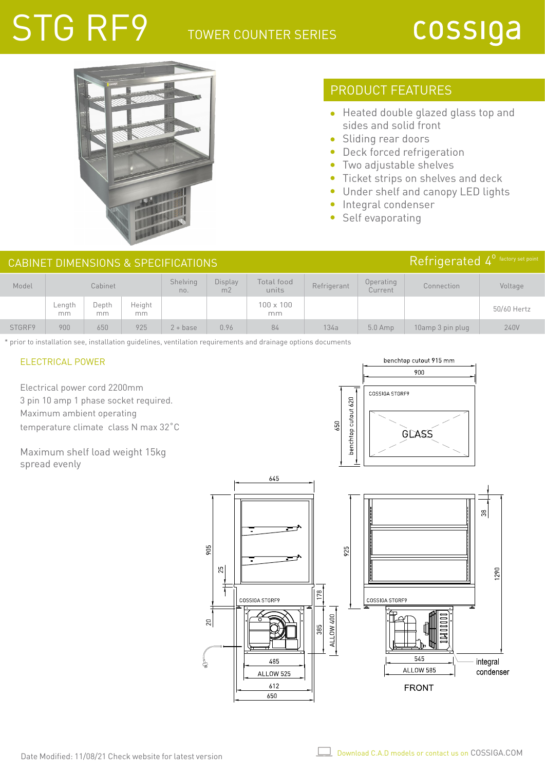# STG RF9

TOWER COUNTER SERIES

cossiga

## PRODUCT FEATURES

- Heated double glazed glass top and sides and solid front
- Sliding rear doors
- Deck forced refrigeration
- Two adjustable shelves
- Ticket strips on shelves and deck
- Under shelf and canopy LED lights
- Integral condenser
- Self evaporating

## CABINET DIMENSIONS & SPECIFICATIONS

Refrigerated 4° factory set point

| Model | Cabinet | | | Shelving no. | Display m2 | Total food units | Refrigerant | Operating Current | Connection | Voltage |
|---|---|---|---|---|---|---|---|---|---|---|
| | Length mm | Depth mm | Height mm | | | 100 x 100 mm | | | | 50/60 Hertz |
| STGRF9 | 900 | 650 | 925 | 2 + base | 0.96 | 84 | 134a | 5.0 Amp | 10amp 3 pin plug | 240V |

* prior to installation see, installation guidelines, ventilation requirements and drainage options documents

### ELECTRICAL POWER

Electrical power cord 2200mm
3 pin 10 amp 1 phase socket required.
Maximum ambient operating
temperature climate class N max 32˚C

Maximum shelf load weight 15kg
spread evenly

benchtop cutout 915 mm
900
650
benchtop cutout 620
COSSIGA STGRF9
GLASS

645
905
25
20
178
385
ALLOW 400
COSSIGA STGRF9
485
ALLOW 525
612
650

925
38
1290
COSSIGA STGRF9
545
ALLOW 585
integral condenser
FRONT

Date Modified: 11/08/21 Check website for latest version

Download C.A.D models or contact us on COSSIGA.COM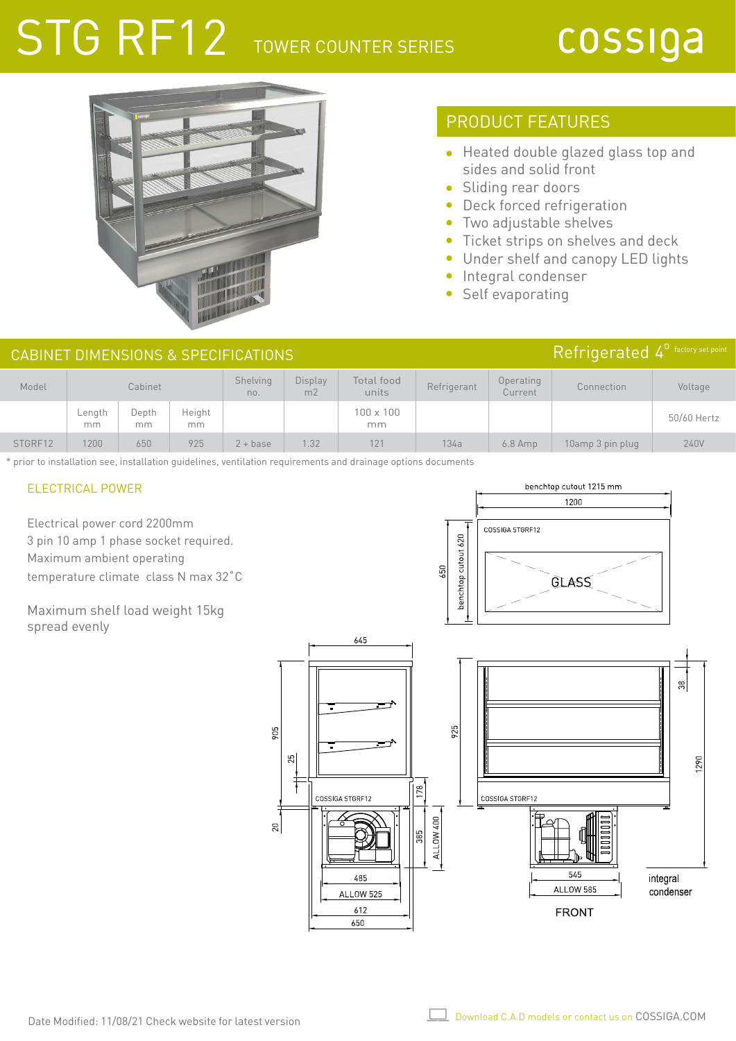# STG RF12 TOWER COUNTER SERIES

cossiga

## PRODUCT FEATURES

- Heated double glazed glass top and sides and solid front
- Sliding rear doors
- Deck forced refrigeration
- Two adjustable shelves
- Ticket strips on shelves and deck
- Under shelf and canopy LED lights
- Integral condenser
- Self evaporating

## CABINET DIMENSIONS & SPECIFICATIONS

Refrigerated 4° factory set point

| Model | Cabinet | | | Shelving no. | Display m2 | Total food units | Refrigerant | Operating Current | Connection | Voltage |
|---|---|---|---|---|---|---|---|---|---|---|
| | Length mm | Depth mm | Height mm | | | 100 x 100 mm | | | | 50/60 Hertz |
| STGRF12 | 1200 | 650 | 925 | 2 + base | 1.32 | 121 | 134a | 6.8 Amp | 10amp 3 pin plug | 240V |

* prior to installation see, installation guidelines, ventilation requirements and drainage options documents

### ELECTRICAL POWER

Electrical power cord 2200mm
3 pin 10 amp 1 phase socket required.
Maximum ambient operating temperature climate class N max 32°C

Maximum shelf load weight 15kg spread evenly

benchtop cutout 1215 mm
1200
650
benchtop cutout 620
COSSIGA STGRF12
GLASS

645
905
25
20
COSSIGA STGRF12
178
385
ALLOW 400
485
ALLOW 525
612
650

925
COSSIGA STGRF12
38
1290
545
ALLOW 585
integral condenser
FRONT

Date Modified: 11/08/21 Check website for latest version

Download C.A.D models or contact us on COSSIGA.COM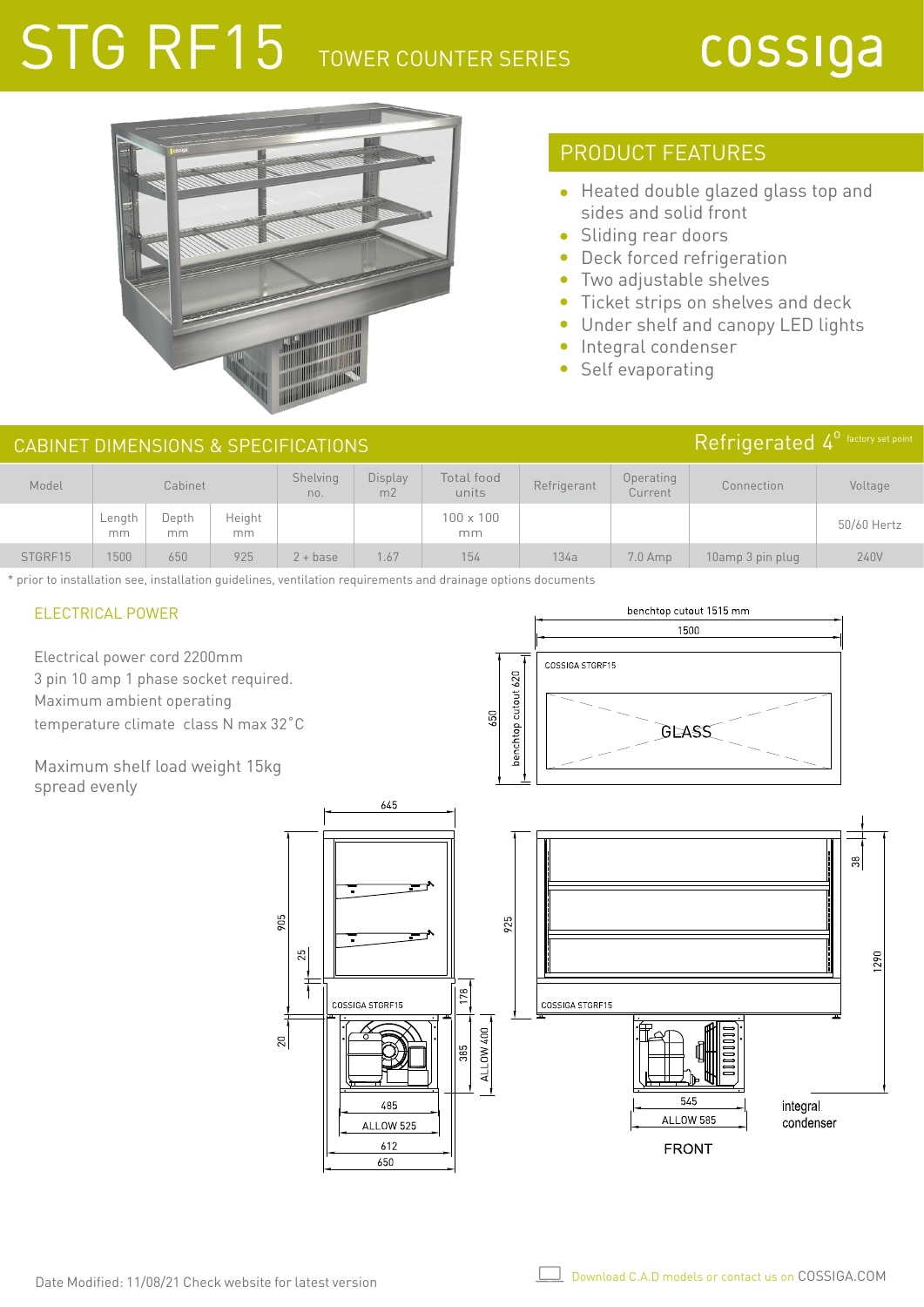# STG RF15 TOWER COUNTER SERIES

cossiga

## PRODUCT FEATURES

- Heated double glazed glass top and sides and solid front
- Sliding rear doors
- Deck forced refrigeration
- Two adjustable shelves
- Ticket strips on shelves and deck
- Under shelf and canopy LED lights
- Integral condenser
- Self evaporating

## CABINET DIMENSIONS & SPECIFICATIONS

Refrigerated 4° factory set point

| Model | Cabinet | | | Shelving no. | Display m2 | Total food units | Refrigerant | Operating Current | Connection | Voltage |
|---|---|---|---|---|---|---|---|---|---|---|
| | Length mm | Depth mm | Height mm | | | 100 x 100 mm | | | | 50/60 Hertz |
| STGRF15 | 1500 | 650 | 925 | 2 + base | 1.67 | 154 | 134a | 7.0 Amp | 10amp 3 pin plug | 240V |

* prior to installation see, installation guidelines, ventilation requirements and drainage options documents

### ELECTRICAL POWER

Electrical power cord 2200mm
3 pin 10 amp 1 phase socket required.
Maximum ambient operating temperature climate class N max 32°C

Maximum shelf load weight 15kg spread evenly

benchtop cutout 1515 mm
1500
650
benchtop cutout 620
COSSIGA STGRF15
GLASS
645
905
25
20
178
385
ALLOW 400
485
ALLOW 525
612
650
925
38
1290
COSSIGA STGRF15
545
ALLOW 585
integral condenser
FRONT

Date Modified: 11/08/21 Check website for latest version

Download C.A.D models or contact us on COSSIGA.COM